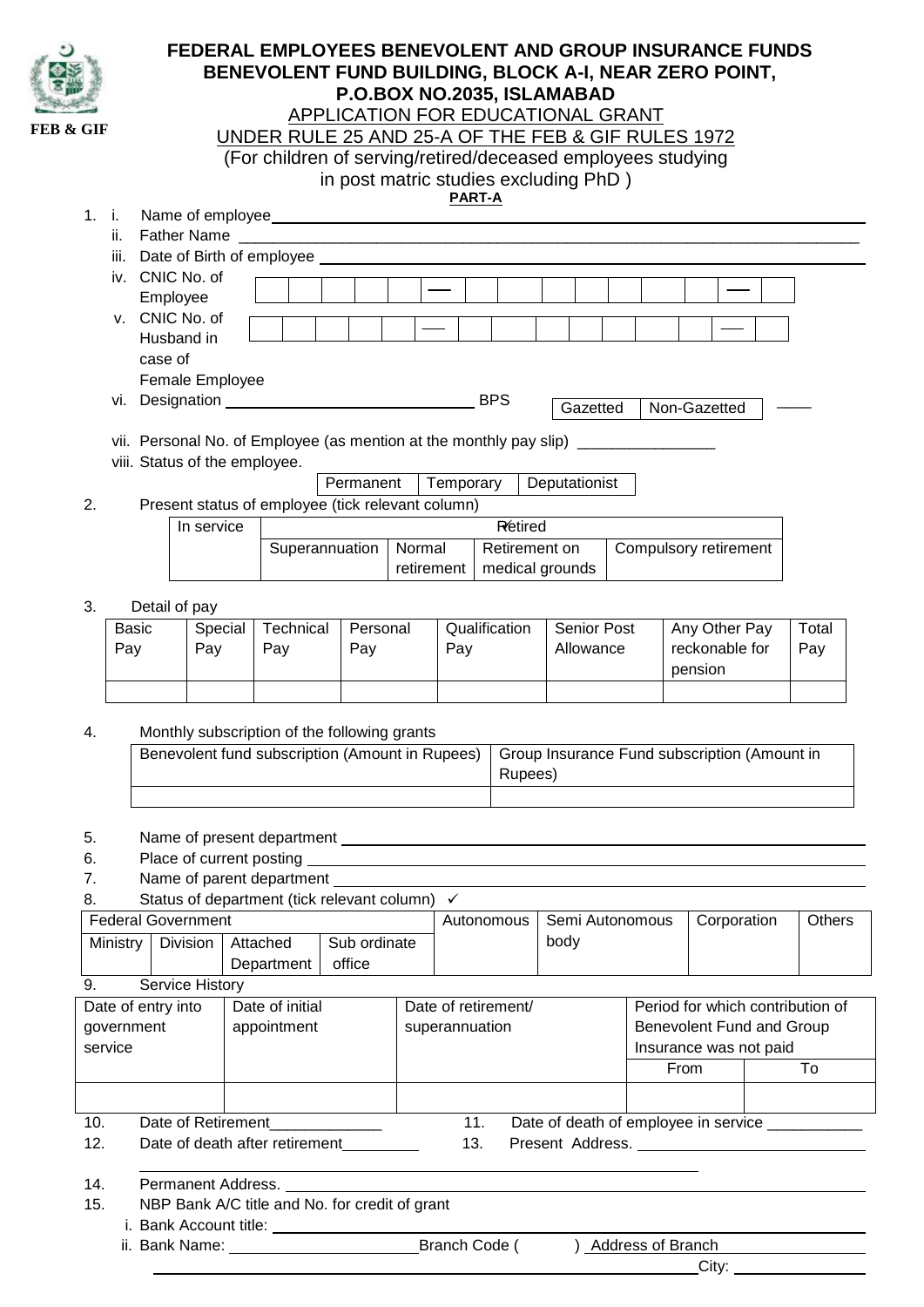FEB & GIF

# FEDERAL EMPLOYEES BENEVOLENT AND GROUP INSURANCE FUNDS
## BENEVOLENT FUND BUILDING, BLOCK A-I, NEAR ZERO POINT, P.O.BOX NO.2035, ISLAMABAD

APPLICATION FOR EDUCATIONAL GRANT
UNDER RULE 25 AND 25-A OF THE FEB & GIF RULES 1972
(For children of serving/retired/deceased employees studying in post matric studies excluding PhD )

**PART-A**

1. i. Name of employee ______________________
   ii. Father Name ______________________
   iii. Date of Birth of employee ______________________
   iv. CNIC No. of Employee | | | | | | – | | | | | | | | – | |
   v. CNIC No. of Husband in case of Female Employee | | | | | | – | | | | | | | | – | |
   vi. Designation ______________________ BPS ____ | Gazetted | Non-Gazetted |
   vii. Personal No. of Employee (as mention at the monthly pay slip) ________________
   viii. Status of the employee.

| Permanent | Temporary | Deputationist |
|---|---|---|

2. Present status of employee (tick relevant column)

| In service | Retired | | | |
|---|---|---|---|---|
| | Superannuation | Normal retirement | Retirement on medical grounds | Compulsory retirement |
| | | | | |

3. Detail of pay

| Basic Pay | Special Pay | Technical Pay | Personal Pay | Qualification Pay | Senior Post Allowance | Any Other Pay reckonable for pension | Total Pay |
|---|---|---|---|---|---|---|---|
| | | | | | | | |

4. Monthly subscription of the following grants

| Benevolent fund subscription (Amount in Rupees) | Group Insurance Fund subscription (Amount in Rupees) |
|---|---|
| | |

5. Name of present department ______________________
6. Place of current posting ______________________
7. Name of parent department ______________________
8. Status of department (tick relevant column) ✓

| Federal Government | | | | Autonomous | Semi Autonomous body | Corporation | Others |
|---|---|---|---|---|---|---|---|
| Ministry | Division | Attached Department | Sub ordinate office | | | | |

9. Service History

| Date of entry into government service | Date of initial appointment | Date of retirement/ superannuation | Period for which contribution of Benevolent Fund and Group Insurance was not paid | |
|---|---|---|---|---|
| | | | From | To |
| | | | | |

10. Date of Retirement_____________
11. Date of death of employee in service ___________
12. Date of death after retirement_________
13. Present Address. ______________________
14. Permanent Address. ______________________
15. NBP Bank A/C title and No. for credit of grant
    i. Bank Account title: ______________________
    ii. Bank Name: ______________________ Branch Code (          ) Address of Branch ______________________ City: ______________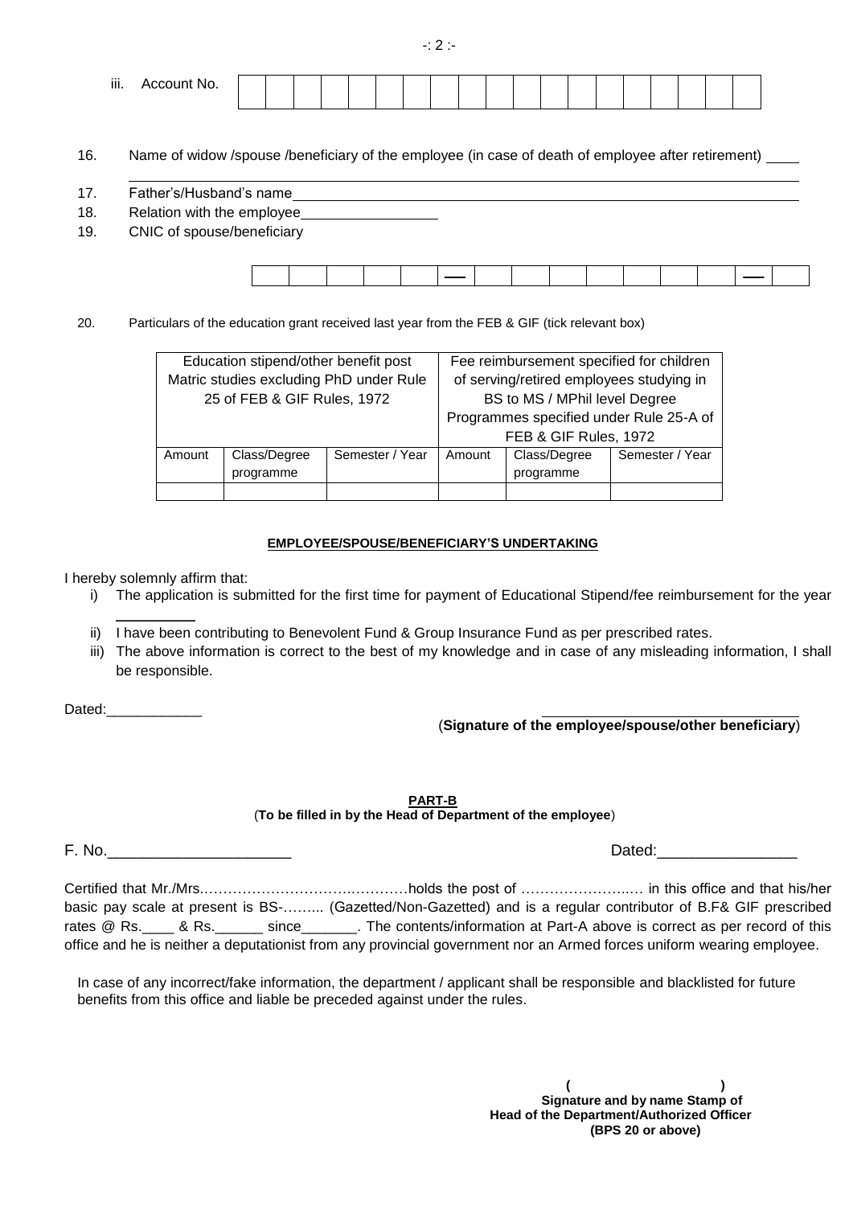iii. Account No. | | | | | | | | | | | | | | | | | | | | |

16. Name of widow /spouse /beneficiary of the employee (in case of death of employee after retirement) ____

_______________________________________________________________________________

17. Father's/Husband's name_______________________________________________________________

18. Relation with the employee_________________

19. CNIC of spouse/beneficiary

| | | | | | — | | | | | | | | — | |
|---|---|---|---|---|---|---|---|---|---|---|---|---|---|---|

20. Particulars of the education grant received last year from the FEB & GIF (tick relevant box)

| Education stipend/other benefit post Matric studies excluding PhD under Rule 25 of FEB & GIF Rules, 1972 | | | Fee reimbursement specified for children of serving/retired employees studying in BS to MS / MPhil level Degree Programmes specified under Rule 25-A of FEB & GIF Rules, 1972 | | |
|---|---|---|---|---|---|
| Amount | Class/Degree programme | Semester / Year | Amount | Class/Degree programme | Semester / Year |
| | | | | | |

**EMPLOYEE/SPOUSE/BENEFICIARY'S UNDERTAKING**

I hereby solemnly affirm that:

i) The application is submitted for the first time for payment of Educational Stipend/fee reimbursement for the year __________

ii) I have been contributing to Benevolent Fund & Group Insurance Fund as per prescribed rates.

iii) The above information is correct to the best of my knowledge and in case of any misleading information, I shall be responsible.

Dated:____________

(**Signature of the employee/spouse/other beneficiary**)

**PART-B**

(**To be filled in by the Head of Department of the employee**)

F. No._____________________ Dated:________________

Certified that Mr./Mrs.…………………………..…………holds the post of ……………………..… in this office and that his/her basic pay scale at present is BS-……... (Gazetted/Non-Gazetted) and is a regular contributor of B.F& GIF prescribed rates @ Rs.____ & Rs.______ since_______. The contents/information at Part-A above is correct as per record of this office and he is neither a deputationist from any provincial government nor an Armed forces uniform wearing employee.

In case of any incorrect/fake information, the department / applicant shall be responsible and blacklisted for future benefits from this office and liable be preceded against under the rules.

**( )**
**Signature and by name Stamp of**
**Head of the Department/Authorized Officer**
**(BPS 20 or above)**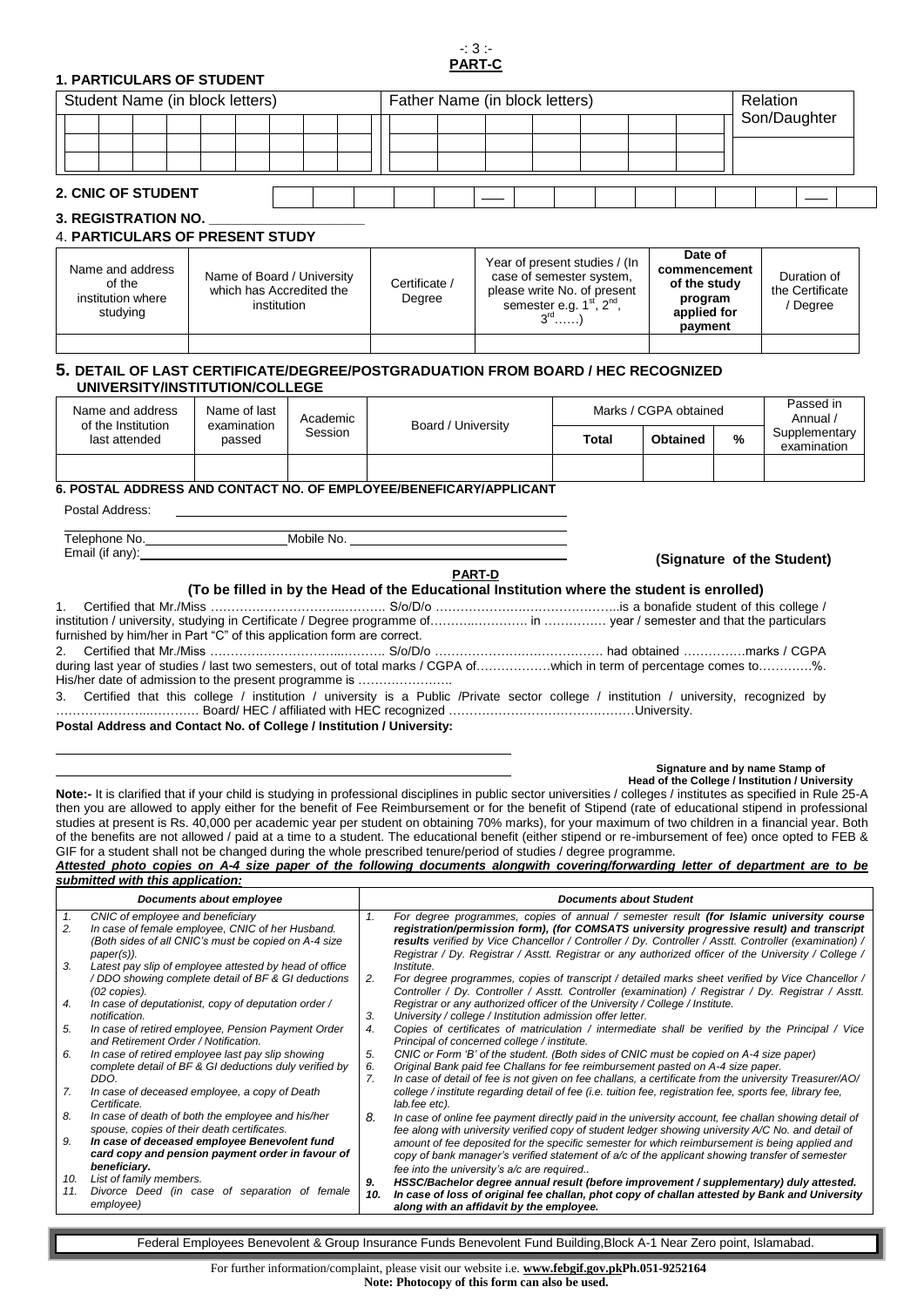## PART-C

### 1. PARTICULARS OF STUDENT

| Student Name (in block letters) | Father Name (in block letters) | Relation Son/Daughter |
|---|---|---|
| | | |
| | | |
| | | |

### 2. CNIC OF STUDENT

| | | | | | — | | | | | | | | — | |
|---|---|---|---|---|---|---|---|---|---|---|---|---|---|---|
| | | | | | | | | | | | | | | |

### 3. REGISTRATION NO. ____________________

### 4. PARTICULARS OF PRESENT STUDY

| Name and address of the institution where studying | Name of Board / University which has Accredited the institution | Certificate / Degree | Year of present studies / (In case of semester system, please write No. of present semester e.g. 1st, 2nd, 3rd……) | Date of commencement of the study program applied for payment | Duration of the Certificate / Degree |
|---|---|---|---|---|---|
| | | | | | |

### 5. DETAIL OF LAST CERTIFICATE/DEGREE/POSTGRADUATION FROM BOARD / HEC RECOGNIZED UNIVERSITY/INSTITUTION/COLLEGE

| Name and address of the Institution last attended | Name of last examination passed | Academic Session | Board / University | Marks / CGPA obtained | | | Passed in Annual / Supplementary examination |
|---|---|---|---|---|---|---|---|
| | | | | Total | Obtained | % | |
| | | | | | | | |

### 6. POSTAL ADDRESS AND CONTACT NO. OF EMPLOYEE/BENEFICARY/APPLICANT

Postal Address: ____________________________________________

____________________________________________

Telephone No.____________________ Mobile No. ____________________

Email (if any):____________________________________________

**(Signature of the Student)**

## PART-D

### (To be filled in by the Head of the Educational Institution where the student is enrolled)

1. Certified that Mr./Miss ……………………………………. S/o/D/o ……………………………………..is a bonafide student of this college / institution / university, studying in Certificate / Degree programme of…………………… in …………… year / semester and that the particulars furnished by him/her in Part "C" of this application form are correct.

2. Certified that Mr./Miss ……………………………………. S/o/D/o …………………………………. had obtained ……………marks / CGPA during last year of studies / last two semesters, out of total marks / CGPA of………………which in term of percentage comes to…………%. His/her date of admission to the present programme is …………………..

3. Certified that this college / institution / university is a Public /Private sector college / institution / university, recognized by ……………………………… Board/ HEC / affiliated with HEC recognized ………………………………………University.

**Postal Address and Contact No. of College / Institution / University:**

____________________________________________

____________________________________________

**Signature and by name Stamp of Head of the College / Institution / University**

**Note:-** It is clarified that if your child is studying in professional disciplines in public sector universities / colleges / institutes as specified in Rule 25-A then you are allowed to apply either for the benefit of Fee Reimbursement or for the benefit of Stipend (rate of educational stipend in professional studies at present is Rs. 40,000 per academic year per student on obtaining 70% marks), for your maximum of two children in a financial year. Both of the benefits are not allowed / paid at a time to a student. The educational benefit (either stipend or re-imbursement of fee) once opted to FEB & GIF for a student shall not be changed during the whole prescribed tenure/period of studies / degree programme.

***Attested photo copies on A-4 size paper of the following documents alongwith covering/forwarding letter of department are to be submitted with this application:***

| *Documents about employee* | *Documents about Student* |
|---|---|
| *1. CNIC of employee and beneficiary*<br>*2. In case of female employee, CNIC of her Husband. (Both sides of all CNIC's must be copied on A-4 size paper(s)).*<br>*3. Latest pay slip of employee attested by head of office / DDO showing complete detail of BF & GI deductions (02 copies).*<br>*4. In case of deputationist, copy of deputation order / notification.*<br>*5. In case of retired employee, Pension Payment Order and Retirement Order / Notification.*<br>*6. In case of retired employee last pay slip showing complete detail of BF & GI deductions duly verified by DDO.*<br>*7. In case of deceased employee, a copy of Death Certificate.*<br>*8. In case of death of both the employee and his/her spouse, copies of their death certificates.*<br>***9. In case of deceased employee Benevolent fund card copy and pension payment order in favour of beneficiary.***<br>*10. List of family members.*<br>*11. Divorce Deed (in case of separation of female employee)* | *1. For degree programmes, copies of annual / semester result **(for Islamic university course registration/permission form), (for COMSATS university progressive result) and transcript results** verified by Vice Chancellor / Controller / Dy. Controller / Asstt. Controller (examination) / Registrar / Dy. Registrar / Asstt. Registrar or any authorized officer of the University / College / Institute.*<br>*2. For degree programmes, copies of transcript / detailed marks sheet verified by Vice Chancellor / Controller / Dy. Controller / Asstt. Controller (examination) / Registrar / Dy. Registrar / Asstt. Registrar or any authorized officer of the University / College / Institute.*<br>*3. University / college / Institution admission offer letter.*<br>*4. Copies of certificates of matriculation / intermediate shall be verified by the Principal / Vice Principal of concerned college / institute.*<br>*5. CNIC or Form 'B' of the student. (Both sides of CNIC must be copied on A-4 size paper)*<br>*6. Original Bank paid fee Challans for fee reimbursement pasted on A-4 size paper.*<br>*7. In case of detail of fee is not given on fee challans, a certificate from the university Treasurer/AO/ college / institute regarding detail of fee (i.e. tuition fee, registration fee, sports fee, library fee, lab.fee etc).*<br>*8. In case of online fee payment directly paid in the university account, fee challan showing detail of fee along with university verified copy of student ledger showing university A/C No. and detail of amount of fee deposited for the specific semester for which reimbursement is being applied and copy of bank manager's verified statement of a/c of the applicant showing transfer of semester fee into the university's a/c are required..*<br>***9. HSSC/Bachelor degree annual result (before improvement / supplementary) duly attested.***<br>***10. In case of loss of original fee challan, phot copy of challan attested by Bank and University along with an affidavit by the employee.*** |

Federal Employees Benevolent & Group Insurance Funds Benevolent Fund Building,Block A-1 Near Zero point, Islamabad.

For further information/complaint, please visit our website i.e. **www.febgif.gov.pkPh.051-9252164**

**Note: Photocopy of this form can also be used.**